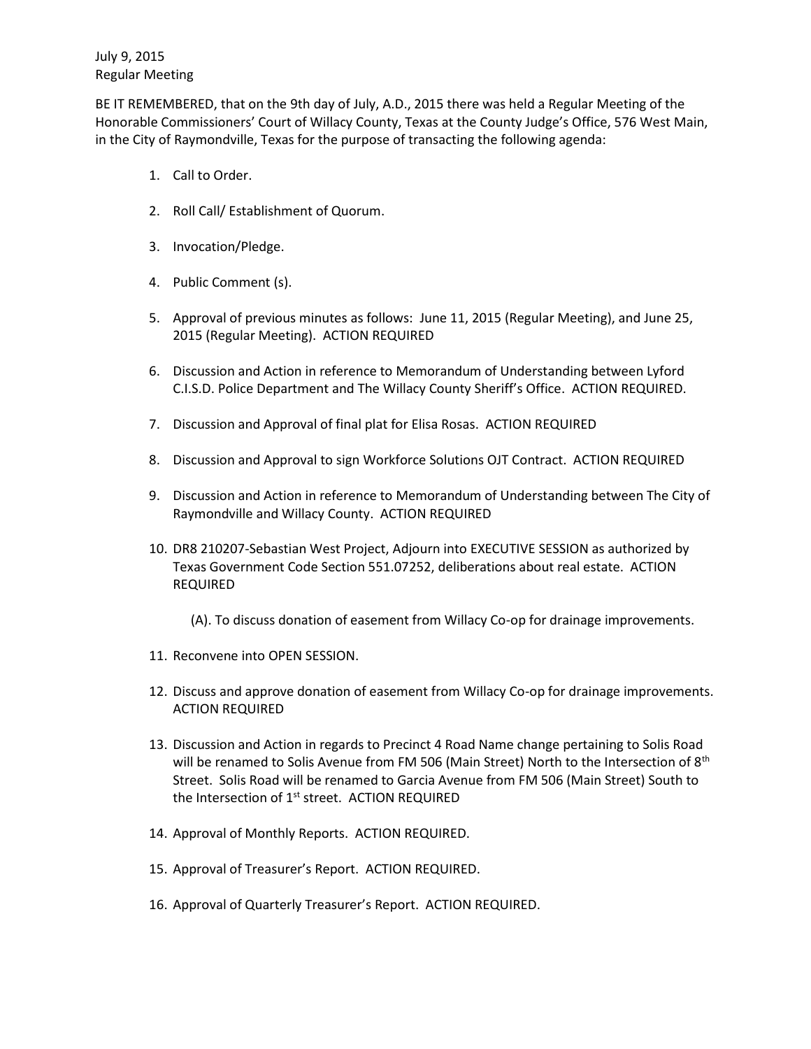July 9, 2015
Regular Meeting

BE IT REMEMBERED, that on the 9th day of July, A.D., 2015 there was held a Regular Meeting of the Honorable Commissioners' Court of Willacy County, Texas at the County Judge's Office, 576 West Main, in the City of Raymondville, Texas for the purpose of transacting the following agenda:

1. Call to Order.

2. Roll Call/ Establishment of Quorum.

3. Invocation/Pledge.

4. Public Comment (s).

5. Approval of previous minutes as follows: June 11, 2015 (Regular Meeting), and June 25, 2015 (Regular Meeting). ACTION REQUIRED

6. Discussion and Action in reference to Memorandum of Understanding between Lyford C.I.S.D. Police Department and The Willacy County Sheriff's Office. ACTION REQUIRED.

7. Discussion and Approval of final plat for Elisa Rosas. ACTION REQUIRED

8. Discussion and Approval to sign Workforce Solutions OJT Contract. ACTION REQUIRED

9. Discussion and Action in reference to Memorandum of Understanding between The City of Raymondville and Willacy County. ACTION REQUIRED

10. DR8 210207-Sebastian West Project, Adjourn into EXECUTIVE SESSION as authorized by Texas Government Code Section 551.07252, deliberations about real estate. ACTION REQUIRED

    (A). To discuss donation of easement from Willacy Co-op for drainage improvements.

11. Reconvene into OPEN SESSION.

12. Discuss and approve donation of easement from Willacy Co-op for drainage improvements. ACTION REQUIRED

13. Discussion and Action in regards to Precinct 4 Road Name change pertaining to Solis Road will be renamed to Solis Avenue from FM 506 (Main Street) North to the Intersection of 8th Street. Solis Road will be renamed to Garcia Avenue from FM 506 (Main Street) South to the Intersection of 1st street. ACTION REQUIRED

14. Approval of Monthly Reports. ACTION REQUIRED.

15. Approval of Treasurer's Report. ACTION REQUIRED.

16. Approval of Quarterly Treasurer's Report. ACTION REQUIRED.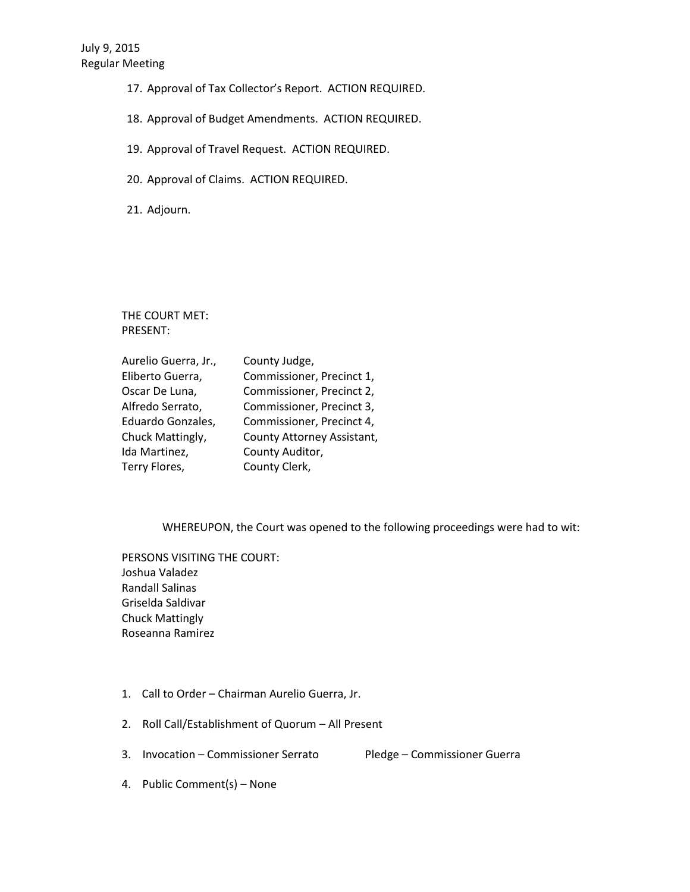17. Approval of Tax Collector's Report. ACTION REQUIRED.

18. Approval of Budget Amendments. ACTION REQUIRED.

19. Approval of Travel Request. ACTION REQUIRED.

20. Approval of Claims. ACTION REQUIRED.

21. Adjourn.

THE COURT MET:
PRESENT:

| | |
|---|---|
| Aurelio Guerra, Jr., | County Judge, |
| Eliberto Guerra, | Commissioner, Precinct 1, |
| Oscar De Luna, | Commissioner, Precinct 2, |
| Alfredo Serrato, | Commissioner, Precinct 3, |
| Eduardo Gonzales, | Commissioner, Precinct 4, |
| Chuck Mattingly, | County Attorney Assistant, |
| Ida Martinez, | County Auditor, |
| Terry Flores, | County Clerk, |

WHEREUPON, the Court was opened to the following proceedings were had to wit:

PERSONS VISITING THE COURT:
Joshua Valadez
Randall Salinas
Griselda Saldivar
Chuck Mattingly
Roseanna Ramirez

1. Call to Order – Chairman Aurelio Guerra, Jr.

2. Roll Call/Establishment of Quorum – All Present

3. Invocation – Commissioner Serrato          Pledge – Commissioner Guerra

4. Public Comment(s) – None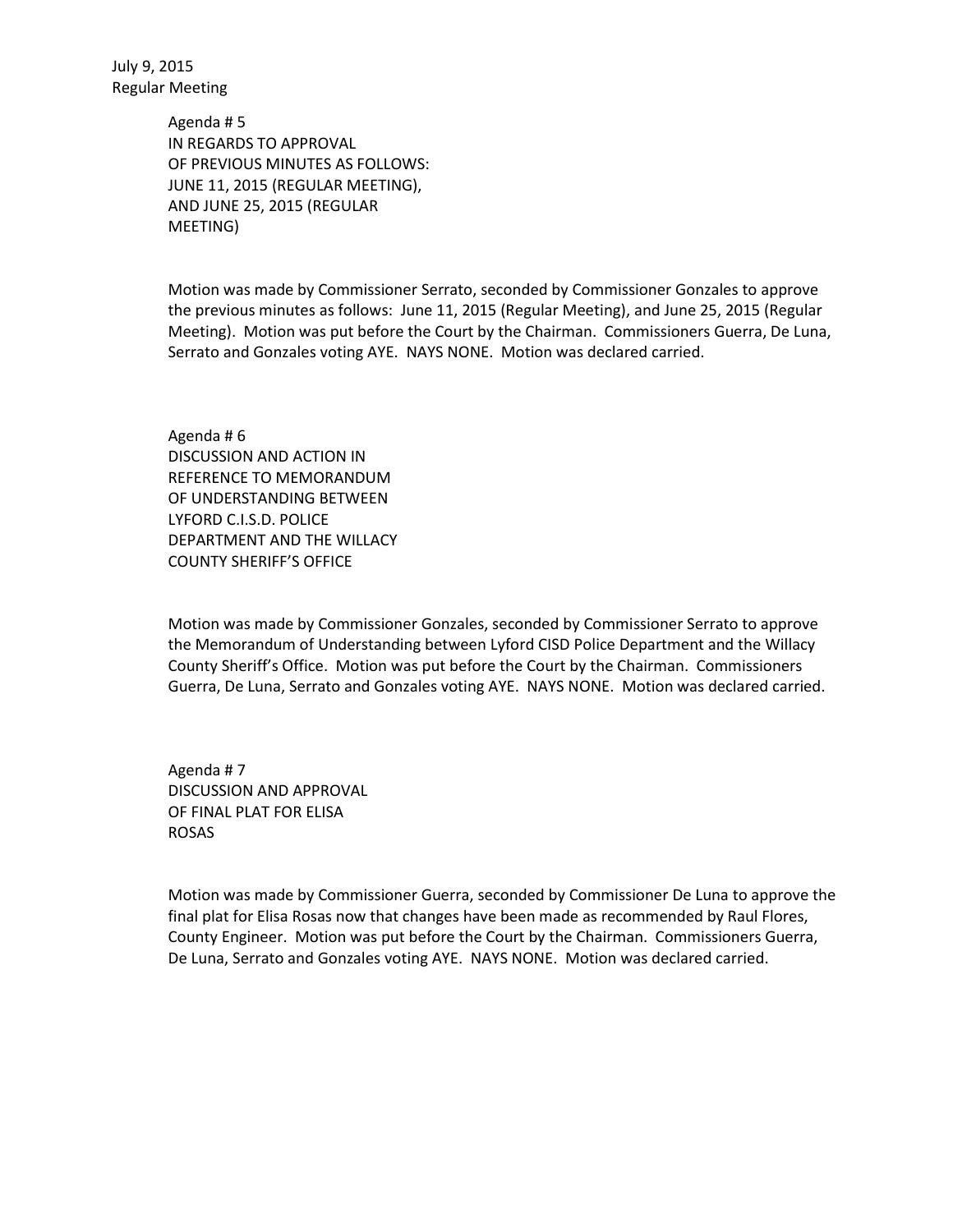July 9, 2015
Regular Meeting

Agenda # 5
IN REGARDS TO APPROVAL
OF PREVIOUS MINUTES AS FOLLOWS:
JUNE 11, 2015 (REGULAR MEETING),
AND JUNE 25, 2015 (REGULAR
MEETING)

Motion was made by Commissioner Serrato, seconded by Commissioner Gonzales to approve the previous minutes as follows: June 11, 2015 (Regular Meeting), and June 25, 2015 (Regular Meeting). Motion was put before the Court by the Chairman. Commissioners Guerra, De Luna, Serrato and Gonzales voting AYE. NAYS NONE. Motion was declared carried.

Agenda # 6
DISCUSSION AND ACTION IN
REFERENCE TO MEMORANDUM
OF UNDERSTANDING BETWEEN
LYFORD C.I.S.D. POLICE
DEPARTMENT AND THE WILLACY
COUNTY SHERIFF'S OFFICE

Motion was made by Commissioner Gonzales, seconded by Commissioner Serrato to approve the Memorandum of Understanding between Lyford CISD Police Department and the Willacy County Sheriff's Office. Motion was put before the Court by the Chairman. Commissioners Guerra, De Luna, Serrato and Gonzales voting AYE. NAYS NONE. Motion was declared carried.

Agenda # 7
DISCUSSION AND APPROVAL
OF FINAL PLAT FOR ELISA
ROSAS

Motion was made by Commissioner Guerra, seconded by Commissioner De Luna to approve the final plat for Elisa Rosas now that changes have been made as recommended by Raul Flores, County Engineer. Motion was put before the Court by the Chairman. Commissioners Guerra, De Luna, Serrato and Gonzales voting AYE. NAYS NONE. Motion was declared carried.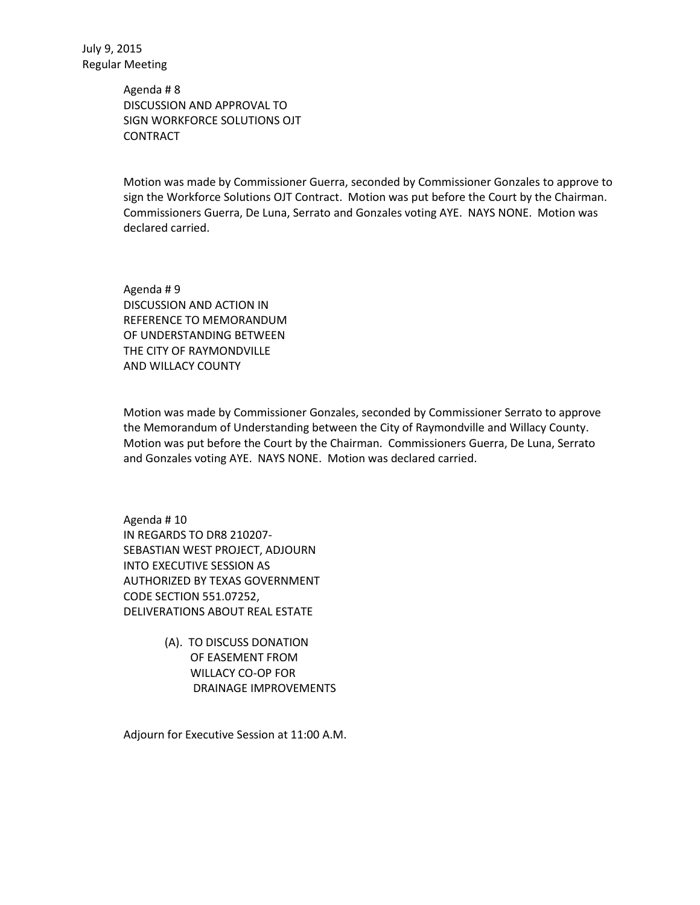July 9, 2015
Regular Meeting

Agenda # 8
DISCUSSION AND APPROVAL TO
SIGN WORKFORCE SOLUTIONS OJT
CONTRACT

Motion was made by Commissioner Guerra, seconded by Commissioner Gonzales to approve to sign the Workforce Solutions OJT Contract. Motion was put before the Court by the Chairman. Commissioners Guerra, De Luna, Serrato and Gonzales voting AYE. NAYS NONE. Motion was declared carried.

Agenda # 9
DISCUSSION AND ACTION IN
REFERENCE TO MEMORANDUM
OF UNDERSTANDING BETWEEN
THE CITY OF RAYMONDVILLE
AND WILLACY COUNTY

Motion was made by Commissioner Gonzales, seconded by Commissioner Serrato to approve the Memorandum of Understanding between the City of Raymondville and Willacy County. Motion was put before the Court by the Chairman. Commissioners Guerra, De Luna, Serrato and Gonzales voting AYE. NAYS NONE. Motion was declared carried.

Agenda # 10
IN REGARDS TO DR8 210207-
SEBASTIAN WEST PROJECT, ADJOURN
INTO EXECUTIVE SESSION AS
AUTHORIZED BY TEXAS GOVERNMENT
CODE SECTION 551.07252,
DELIVERATIONS ABOUT REAL ESTATE

(A). TO DISCUSS DONATION
OF EASEMENT FROM
WILLACY CO-OP FOR
DRAINAGE IMPROVEMENTS

Adjourn for Executive Session at 11:00 A.M.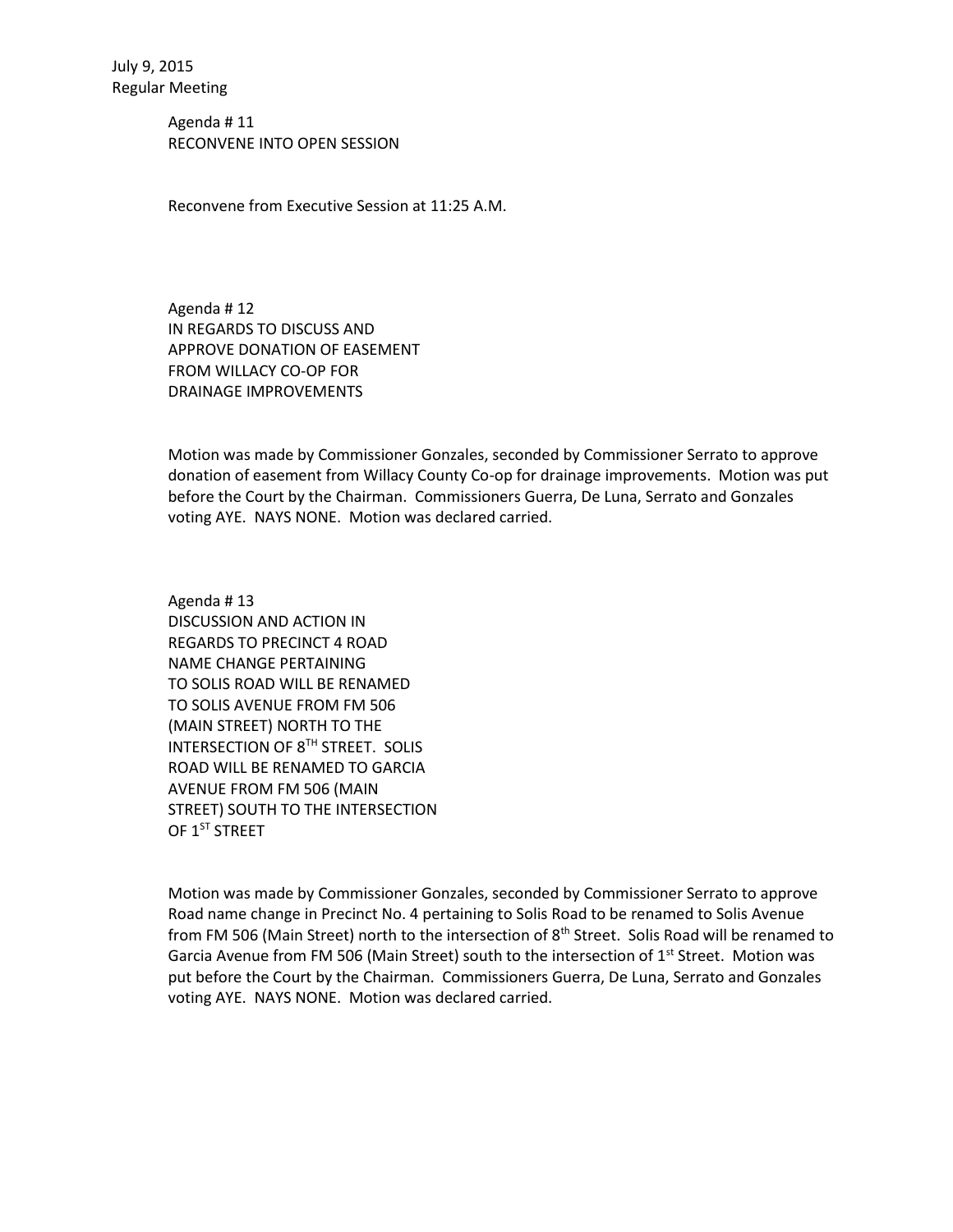July 9, 2015
Regular Meeting

Agenda # 11
RECONVENE INTO OPEN SESSION

Reconvene from Executive Session at 11:25 A.M.

Agenda # 12
IN REGARDS TO DISCUSS AND
APPROVE DONATION OF EASEMENT
FROM WILLACY CO-OP FOR
DRAINAGE IMPROVEMENTS

Motion was made by Commissioner Gonzales, seconded by Commissioner Serrato to approve donation of easement from Willacy County Co-op for drainage improvements. Motion was put before the Court by the Chairman. Commissioners Guerra, De Luna, Serrato and Gonzales voting AYE. NAYS NONE. Motion was declared carried.

Agenda # 13
DISCUSSION AND ACTION IN
REGARDS TO PRECINCT 4 ROAD
NAME CHANGE PERTAINING
TO SOLIS ROAD WILL BE RENAMED
TO SOLIS AVENUE FROM FM 506
(MAIN STREET) NORTH TO THE
INTERSECTION OF 8TH STREET. SOLIS
ROAD WILL BE RENAMED TO GARCIA
AVENUE FROM FM 506 (MAIN
STREET) SOUTH TO THE INTERSECTION
OF 1ST STREET

Motion was made by Commissioner Gonzales, seconded by Commissioner Serrato to approve Road name change in Precinct No. 4 pertaining to Solis Road to be renamed to Solis Avenue from FM 506 (Main Street) north to the intersection of 8th Street. Solis Road will be renamed to Garcia Avenue from FM 506 (Main Street) south to the intersection of 1st Street. Motion was put before the Court by the Chairman. Commissioners Guerra, De Luna, Serrato and Gonzales voting AYE. NAYS NONE. Motion was declared carried.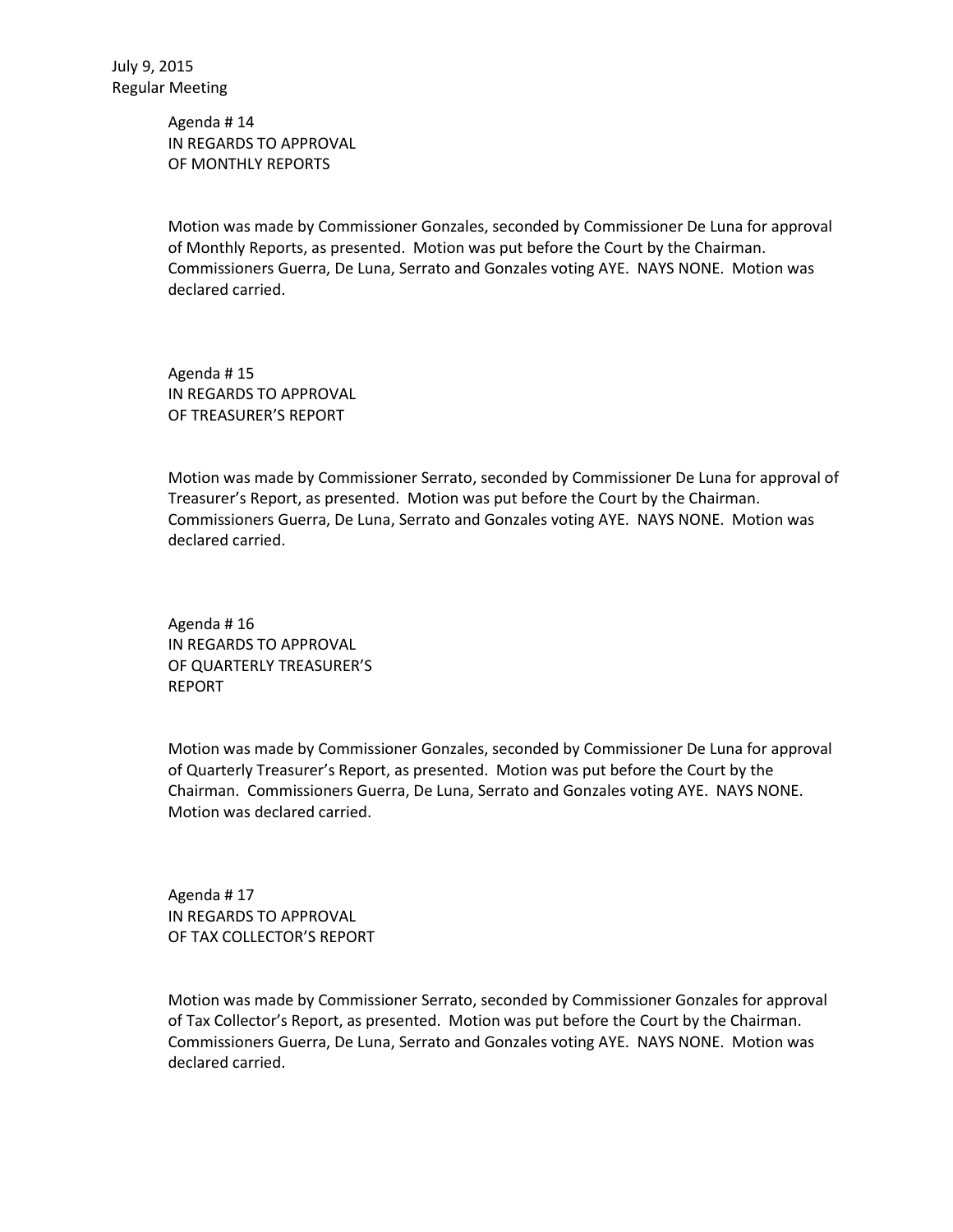July 9, 2015
Regular Meeting

Agenda # 14
IN REGARDS TO APPROVAL
OF MONTHLY REPORTS

Motion was made by Commissioner Gonzales, seconded by Commissioner De Luna for approval of Monthly Reports, as presented. Motion was put before the Court by the Chairman. Commissioners Guerra, De Luna, Serrato and Gonzales voting AYE. NAYS NONE. Motion was declared carried.

Agenda # 15
IN REGARDS TO APPROVAL
OF TREASURER'S REPORT

Motion was made by Commissioner Serrato, seconded by Commissioner De Luna for approval of Treasurer's Report, as presented. Motion was put before the Court by the Chairman. Commissioners Guerra, De Luna, Serrato and Gonzales voting AYE. NAYS NONE. Motion was declared carried.

Agenda # 16
IN REGARDS TO APPROVAL
OF QUARTERLY TREASURER'S
REPORT

Motion was made by Commissioner Gonzales, seconded by Commissioner De Luna for approval of Quarterly Treasurer's Report, as presented. Motion was put before the Court by the Chairman. Commissioners Guerra, De Luna, Serrato and Gonzales voting AYE. NAYS NONE. Motion was declared carried.

Agenda # 17
IN REGARDS TO APPROVAL
OF TAX COLLECTOR'S REPORT

Motion was made by Commissioner Serrato, seconded by Commissioner Gonzales for approval of Tax Collector's Report, as presented. Motion was put before the Court by the Chairman. Commissioners Guerra, De Luna, Serrato and Gonzales voting AYE. NAYS NONE. Motion was declared carried.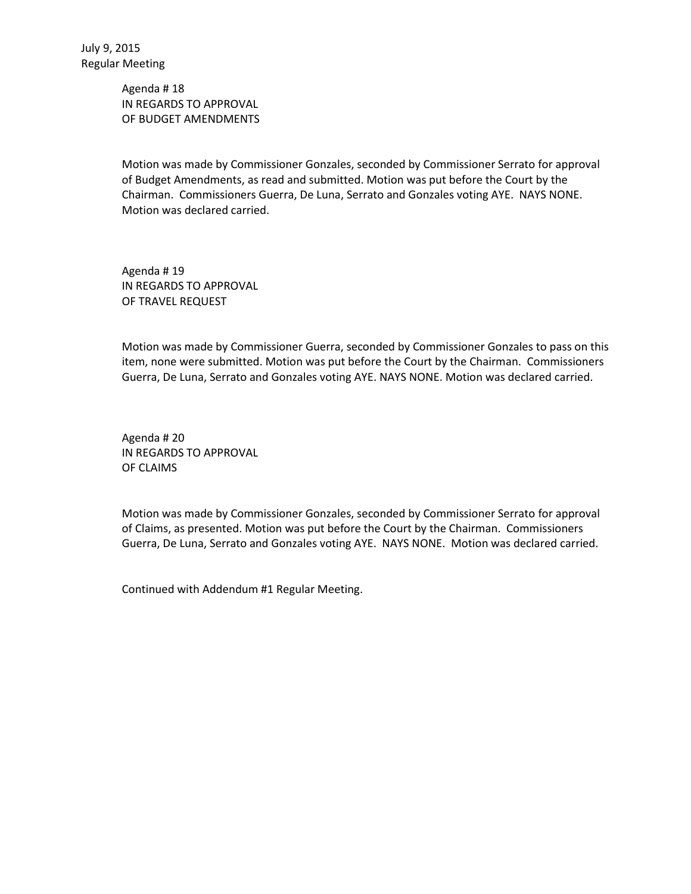July 9, 2015
Regular Meeting

Agenda # 18
IN REGARDS TO APPROVAL
OF BUDGET AMENDMENTS

Motion was made by Commissioner Gonzales, seconded by Commissioner Serrato for approval of Budget Amendments, as read and submitted. Motion was put before the Court by the Chairman. Commissioners Guerra, De Luna, Serrato and Gonzales voting AYE. NAYS NONE. Motion was declared carried.

Agenda # 19
IN REGARDS TO APPROVAL
OF TRAVEL REQUEST

Motion was made by Commissioner Guerra, seconded by Commissioner Gonzales to pass on this item, none were submitted. Motion was put before the Court by the Chairman. Commissioners Guerra, De Luna, Serrato and Gonzales voting AYE. NAYS NONE. Motion was declared carried.

Agenda # 20
IN REGARDS TO APPROVAL
OF CLAIMS

Motion was made by Commissioner Gonzales, seconded by Commissioner Serrato for approval of Claims, as presented. Motion was put before the Court by the Chairman. Commissioners Guerra, De Luna, Serrato and Gonzales voting AYE. NAYS NONE. Motion was declared carried.

Continued with Addendum #1 Regular Meeting.